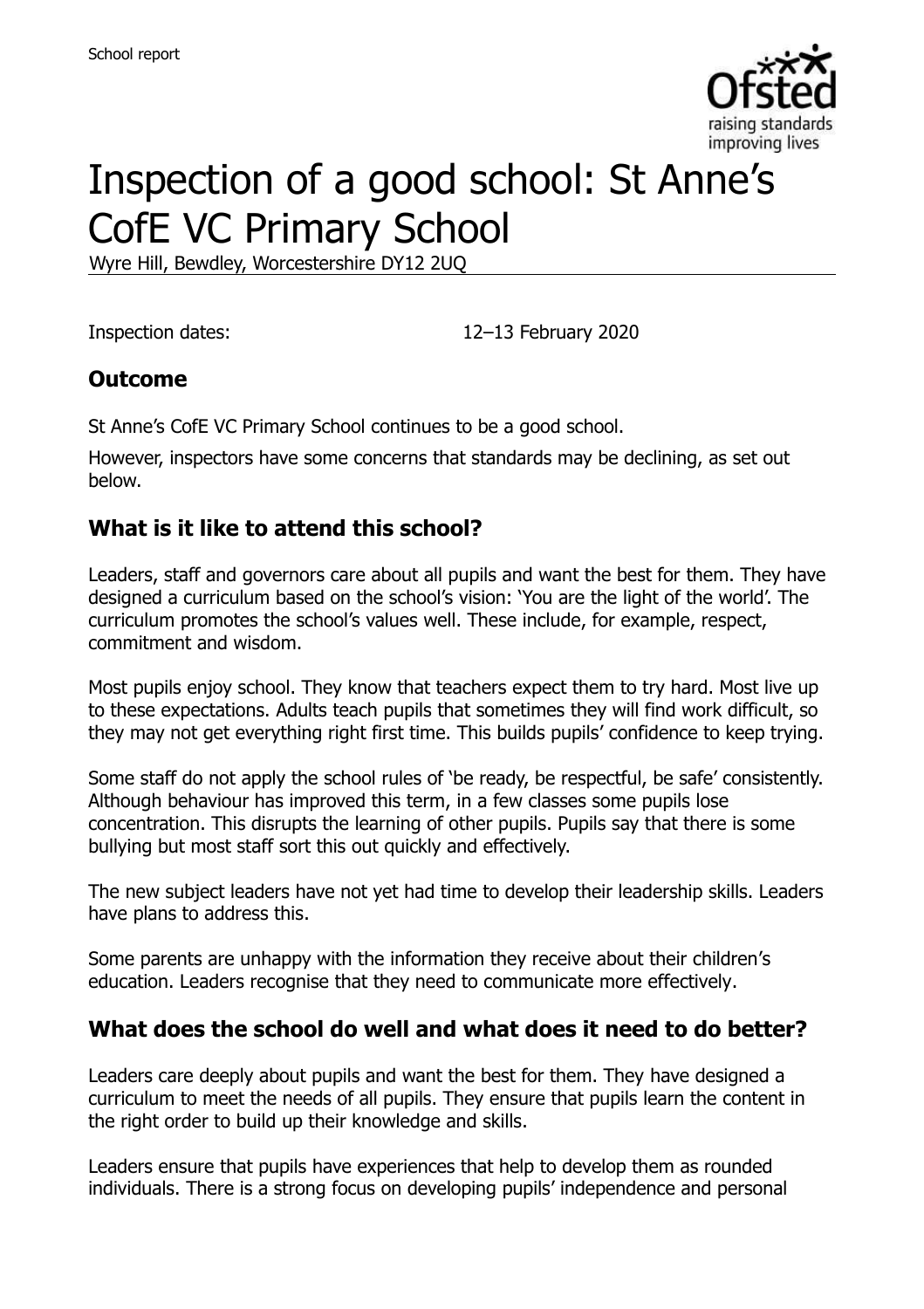School report

# Inspection of a good school: St Anne's CofE VC Primary School

Wyre Hill, Bewdley, Worcestershire DY12 2UQ

Inspection dates: 12–13 February 2020

## Outcome

St Anne's CofE VC Primary School continues to be a good school.

However, inspectors have some concerns that standards may be declining, as set out below.

## What is it like to attend this school?

Leaders, staff and governors care about all pupils and want the best for them. They have designed a curriculum based on the school's vision: 'You are the light of the world'. The curriculum promotes the school's values well. These include, for example, respect, commitment and wisdom.

Most pupils enjoy school. They know that teachers expect them to try hard. Most live up to these expectations. Adults teach pupils that sometimes they will find work difficult, so they may not get everything right first time. This builds pupils' confidence to keep trying.

Some staff do not apply the school rules of 'be ready, be respectful, be safe' consistently. Although behaviour has improved this term, in a few classes some pupils lose concentration. This disrupts the learning of other pupils. Pupils say that there is some bullying but most staff sort this out quickly and effectively.

The new subject leaders have not yet had time to develop their leadership skills. Leaders have plans to address this.

Some parents are unhappy with the information they receive about their children's education. Leaders recognise that they need to communicate more effectively.

## What does the school do well and what does it need to do better?

Leaders care deeply about pupils and want the best for them. They have designed a curriculum to meet the needs of all pupils. They ensure that pupils learn the content in the right order to build up their knowledge and skills.

Leaders ensure that pupils have experiences that help to develop them as rounded individuals. There is a strong focus on developing pupils' independence and personal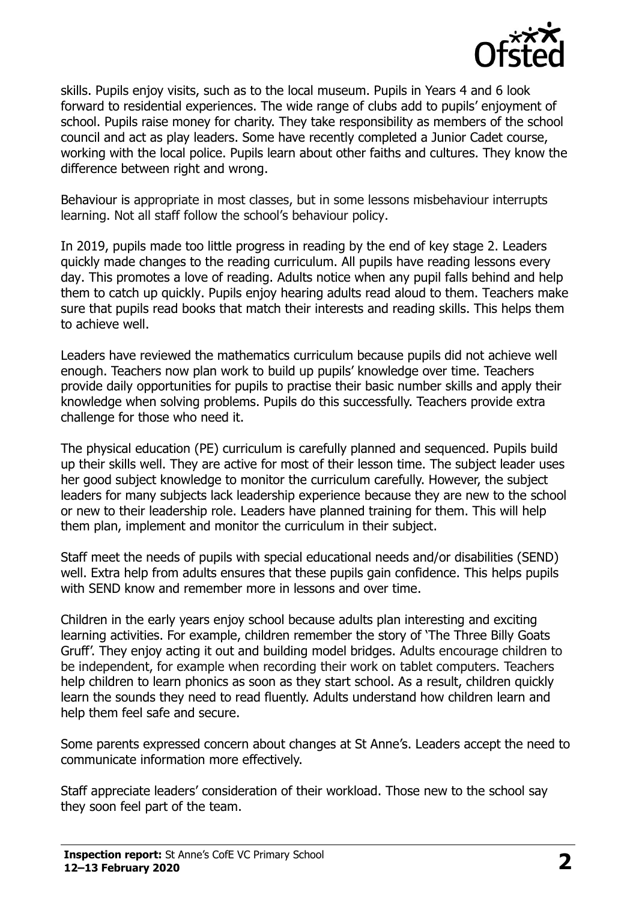skills. Pupils enjoy visits, such as to the local museum. Pupils in Years 4 and 6 look forward to residential experiences. The wide range of clubs add to pupils' enjoyment of school. Pupils raise money for charity. They take responsibility as members of the school council and act as play leaders. Some have recently completed a Junior Cadet course, working with the local police. Pupils learn about other faiths and cultures. They know the difference between right and wrong.

Behaviour is appropriate in most classes, but in some lessons misbehaviour interrupts learning. Not all staff follow the school's behaviour policy.

In 2019, pupils made too little progress in reading by the end of key stage 2. Leaders quickly made changes to the reading curriculum. All pupils have reading lessons every day. This promotes a love of reading. Adults notice when any pupil falls behind and help them to catch up quickly. Pupils enjoy hearing adults read aloud to them. Teachers make sure that pupils read books that match their interests and reading skills. This helps them to achieve well.

Leaders have reviewed the mathematics curriculum because pupils did not achieve well enough. Teachers now plan work to build up pupils' knowledge over time. Teachers provide daily opportunities for pupils to practise their basic number skills and apply their knowledge when solving problems. Pupils do this successfully. Teachers provide extra challenge for those who need it.

The physical education (PE) curriculum is carefully planned and sequenced. Pupils build up their skills well. They are active for most of their lesson time. The subject leader uses her good subject knowledge to monitor the curriculum carefully. However, the subject leaders for many subjects lack leadership experience because they are new to the school or new to their leadership role. Leaders have planned training for them. This will help them plan, implement and monitor the curriculum in their subject.

Staff meet the needs of pupils with special educational needs and/or disabilities (SEND) well. Extra help from adults ensures that these pupils gain confidence. This helps pupils with SEND know and remember more in lessons and over time.

Children in the early years enjoy school because adults plan interesting and exciting learning activities. For example, children remember the story of 'The Three Billy Goats Gruff'. They enjoy acting it out and building model bridges. Adults encourage children to be independent, for example when recording their work on tablet computers. Teachers help children to learn phonics as soon as they start school. As a result, children quickly learn the sounds they need to read fluently. Adults understand how children learn and help them feel safe and secure.

Some parents expressed concern about changes at St Anne's. Leaders accept the need to communicate information more effectively.

Staff appreciate leaders' consideration of their workload. Those new to the school say they soon feel part of the team.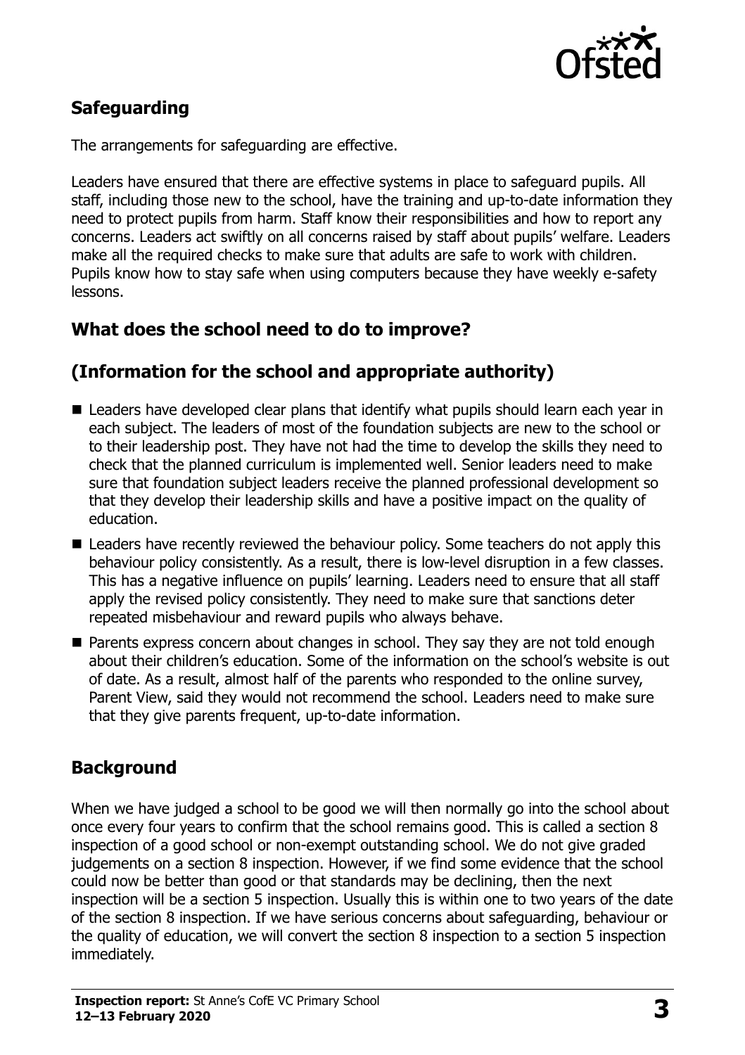## Safeguarding

The arrangements for safeguarding are effective.

Leaders have ensured that there are effective systems in place to safeguard pupils. All staff, including those new to the school, have the training and up-to-date information they need to protect pupils from harm. Staff know their responsibilities and how to report any concerns. Leaders act swiftly on all concerns raised by staff about pupils' welfare. Leaders make all the required checks to make sure that adults are safe to work with children. Pupils know how to stay safe when using computers because they have weekly e-safety lessons.

## What does the school need to do to improve?

## (Information for the school and appropriate authority)

- Leaders have developed clear plans that identify what pupils should learn each year in each subject. The leaders of most of the foundation subjects are new to the school or to their leadership post. They have not had the time to develop the skills they need to check that the planned curriculum is implemented well. Senior leaders need to make sure that foundation subject leaders receive the planned professional development so that they develop their leadership skills and have a positive impact on the quality of education.
- Leaders have recently reviewed the behaviour policy. Some teachers do not apply this behaviour policy consistently. As a result, there is low-level disruption in a few classes. This has a negative influence on pupils' learning. Leaders need to ensure that all staff apply the revised policy consistently. They need to make sure that sanctions deter repeated misbehaviour and reward pupils who always behave.
- Parents express concern about changes in school. They say they are not told enough about their children's education. Some of the information on the school's website is out of date. As a result, almost half of the parents who responded to the online survey, Parent View, said they would not recommend the school. Leaders need to make sure that they give parents frequent, up-to-date information.

## Background

When we have judged a school to be good we will then normally go into the school about once every four years to confirm that the school remains good. This is called a section 8 inspection of a good school or non-exempt outstanding school. We do not give graded judgements on a section 8 inspection. However, if we find some evidence that the school could now be better than good or that standards may be declining, then the next inspection will be a section 5 inspection. Usually this is within one to two years of the date of the section 8 inspection. If we have serious concerns about safeguarding, behaviour or the quality of education, we will convert the section 8 inspection to a section 5 inspection immediately.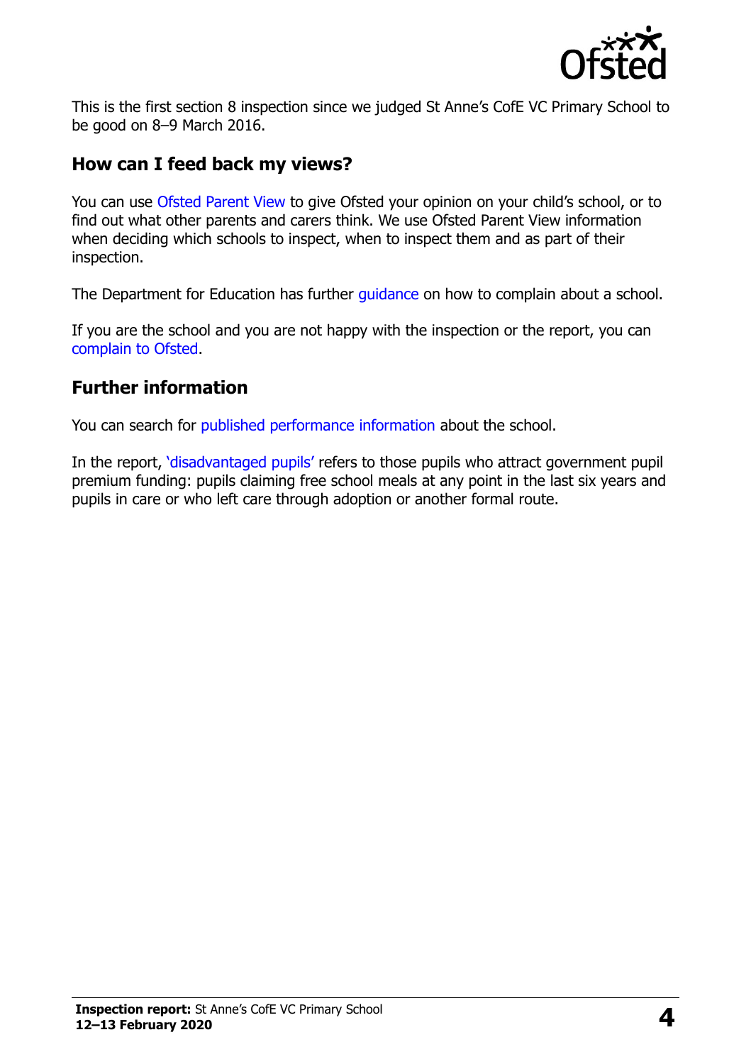This is the first section 8 inspection since we judged St Anne's CofE VC Primary School to be good on 8–9 March 2016.

## How can I feed back my views?

You can use Ofsted Parent View to give Ofsted your opinion on your child's school, or to find out what other parents and carers think. We use Ofsted Parent View information when deciding which schools to inspect, when to inspect them and as part of their inspection.

The Department for Education has further guidance on how to complain about a school.

If you are the school and you are not happy with the inspection or the report, you can complain to Ofsted.

## Further information

You can search for published performance information about the school.

In the report, 'disadvantaged pupils' refers to those pupils who attract government pupil premium funding: pupils claiming free school meals at any point in the last six years and pupils in care or who left care through adoption or another formal route.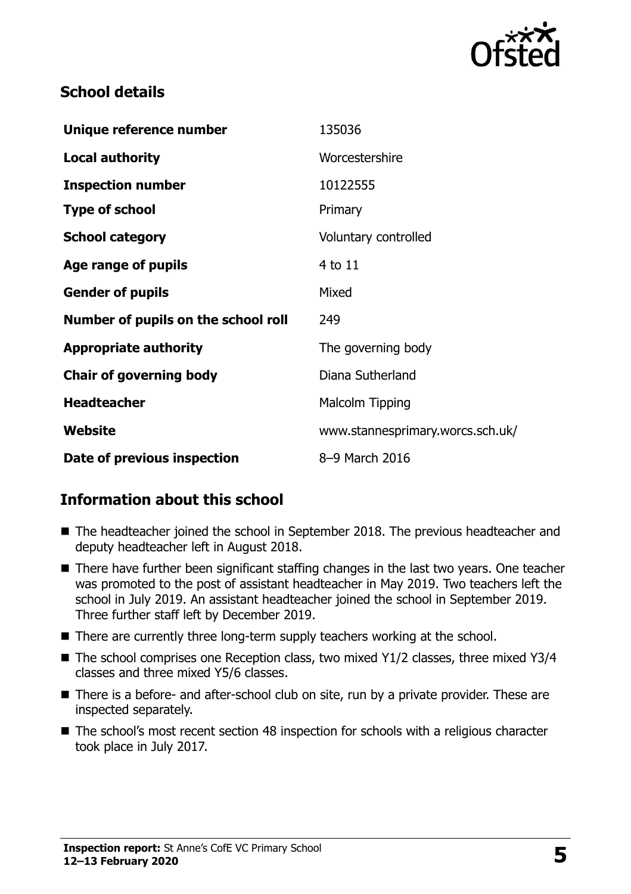## School details

| | |
|---|---|
| **Unique reference number** | 135036 |
| **Local authority** | Worcestershire |
| **Inspection number** | 10122555 |
| **Type of school** | Primary |
| **School category** | Voluntary controlled |
| **Age range of pupils** | 4 to 11 |
| **Gender of pupils** | Mixed |
| **Number of pupils on the school roll** | 249 |
| **Appropriate authority** | The governing body |
| **Chair of governing body** | Diana Sutherland |
| **Headteacher** | Malcolm Tipping |
| **Website** | www.stannesprimary.worcs.sch.uk/ |
| **Date of previous inspection** | 8–9 March 2016 |

## Information about this school

- The headteacher joined the school in September 2018. The previous headteacher and deputy headteacher left in August 2018.
- There have further been significant staffing changes in the last two years. One teacher was promoted to the post of assistant headteacher in May 2019. Two teachers left the school in July 2019. An assistant headteacher joined the school in September 2019. Three further staff left by December 2019.
- There are currently three long-term supply teachers working at the school.
- The school comprises one Reception class, two mixed Y1/2 classes, three mixed Y3/4 classes and three mixed Y5/6 classes.
- There is a before- and after-school club on site, run by a private provider. These are inspected separately.
- The school's most recent section 48 inspection for schools with a religious character took place in July 2017.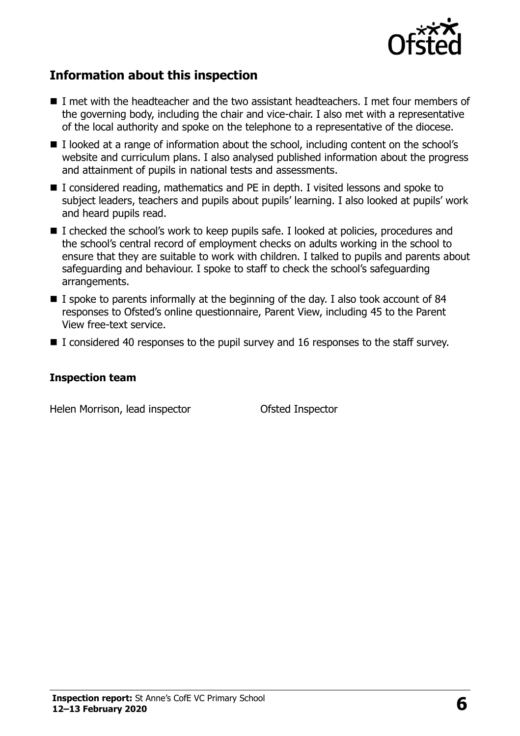## Information about this inspection

- I met with the headteacher and the two assistant headteachers. I met four members of the governing body, including the chair and vice-chair. I also met with a representative of the local authority and spoke on the telephone to a representative of the diocese.
- I looked at a range of information about the school, including content on the school's website and curriculum plans. I also analysed published information about the progress and attainment of pupils in national tests and assessments.
- I considered reading, mathematics and PE in depth. I visited lessons and spoke to subject leaders, teachers and pupils about pupils' learning. I also looked at pupils' work and heard pupils read.
- I checked the school's work to keep pupils safe. I looked at policies, procedures and the school's central record of employment checks on adults working in the school to ensure that they are suitable to work with children. I talked to pupils and parents about safeguarding and behaviour. I spoke to staff to check the school's safeguarding arrangements.
- I spoke to parents informally at the beginning of the day. I also took account of 84 responses to Ofsted's online questionnaire, Parent View, including 45 to the Parent View free-text service.
- I considered 40 responses to the pupil survey and 16 responses to the staff survey.

### Inspection team

| | |
|---|---|
| Helen Morrison, lead inspector | Ofsted Inspector |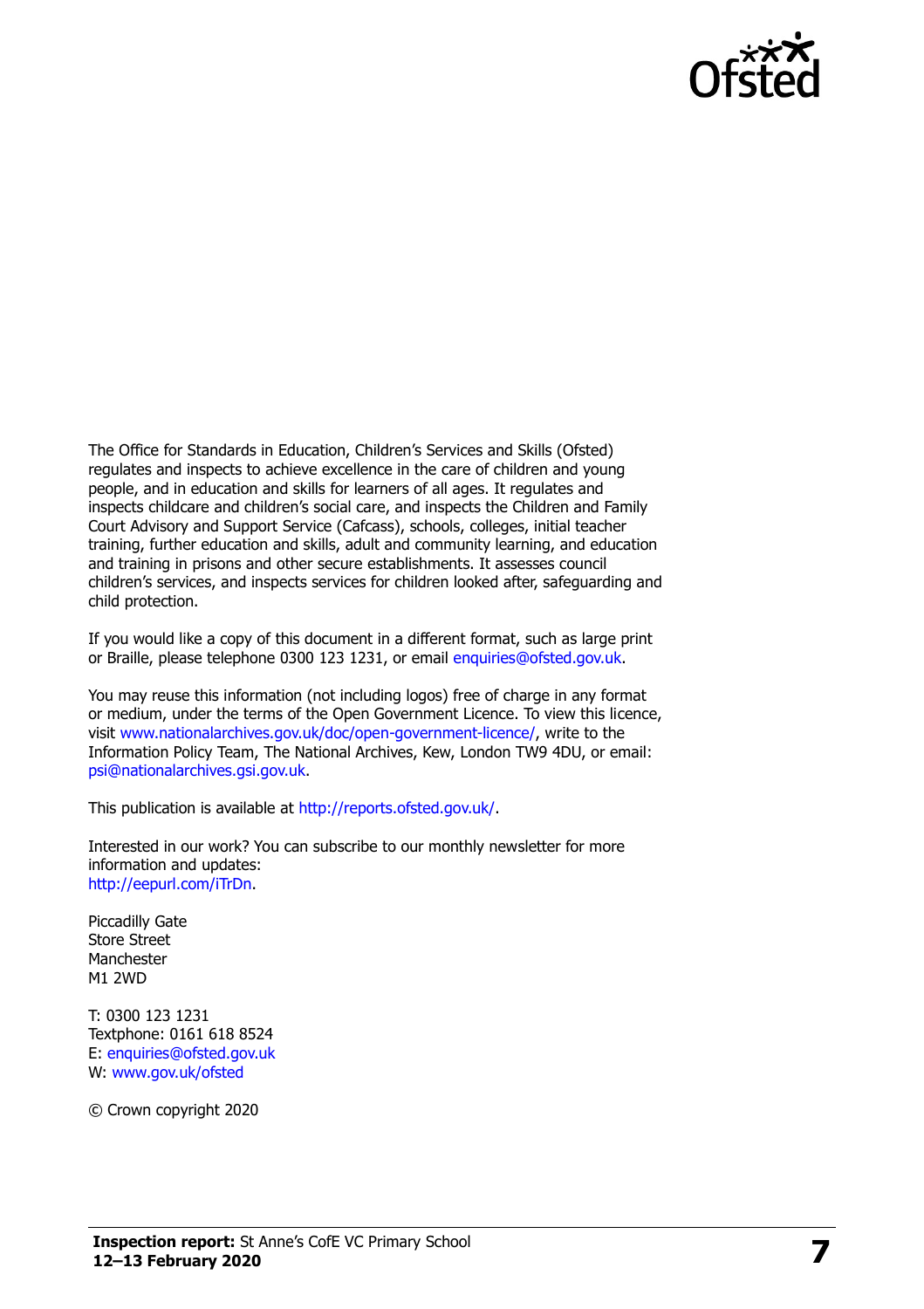The Office for Standards in Education, Children's Services and Skills (Ofsted) regulates and inspects to achieve excellence in the care of children and young people, and in education and skills for learners of all ages. It regulates and inspects childcare and children's social care, and inspects the Children and Family Court Advisory and Support Service (Cafcass), schools, colleges, initial teacher training, further education and skills, adult and community learning, and education and training in prisons and other secure establishments. It assesses council children's services, and inspects services for children looked after, safeguarding and child protection.

If you would like a copy of this document in a different format, such as large print or Braille, please telephone 0300 123 1231, or email enquiries@ofsted.gov.uk.

You may reuse this information (not including logos) free of charge in any format or medium, under the terms of the Open Government Licence. To view this licence, visit www.nationalarchives.gov.uk/doc/open-government-licence/, write to the Information Policy Team, The National Archives, Kew, London TW9 4DU, or email: psi@nationalarchives.gsi.gov.uk.

This publication is available at http://reports.ofsted.gov.uk/.

Interested in our work? You can subscribe to our monthly newsletter for more information and updates:
http://eepurl.com/iTrDn.

Piccadilly Gate
Store Street
Manchester
M1 2WD

T: 0300 123 1231
Textphone: 0161 618 8524
E: enquiries@ofsted.gov.uk
W: www.gov.uk/ofsted

© Crown copyright 2020